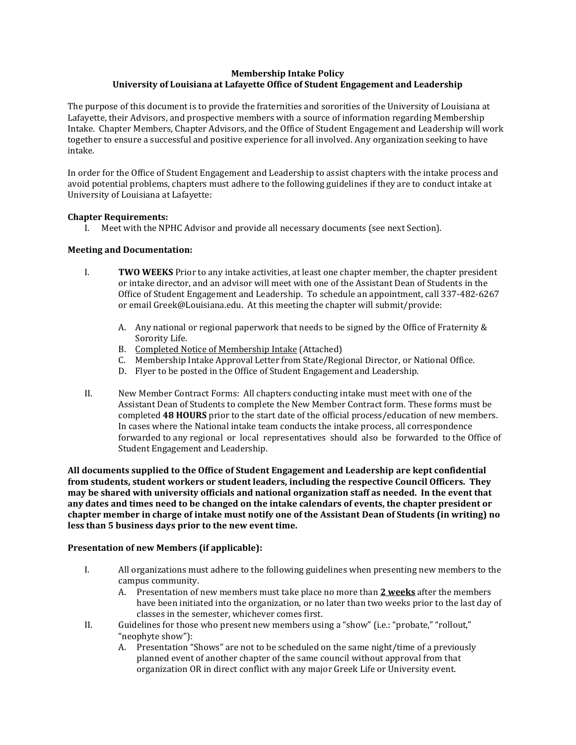# Membership Intake Policy

## University of Louisiana at Lafayette Office of Student Engagement and Leadership

The purpose of this document is to provide the fraternities and sororities of the University of Louisiana at Lafayette, their Advisors, and prospective members with a source of information regarding Membership Intake. Chapter Members, Chapter Advisors, and the Office of Student Engagement and Leadership will work together to ensure a successful and positive experience for all involved. Any organization seeking to have intake.

In order for the Office of Student Engagement and Leadership to assist chapters with the intake process and avoid potential problems, chapters must adhere to the following guidelines if they are to conduct intake at University of Louisiana at Lafayette:

**Chapter Requirements:**

I. Meet with the NPHC Advisor and provide all necessary documents (see next Section).

**Meeting and Documentation:**

I. **TWO WEEKS** Prior to any intake activities, at least one chapter member, the chapter president or intake director, and an advisor will meet with one of the Assistant Dean of Students in the Office of Student Engagement and Leadership. To schedule an appointment, call 337-482-6267 or email Greek@Louisiana.edu. At this meeting the chapter will submit/provide:

   A. Any national or regional paperwork that needs to be signed by the Office of Fraternity & Sorority Life.
   B. Completed Notice of Membership Intake (Attached)
   C. Membership Intake Approval Letter from State/Regional Director, or National Office.
   D. Flyer to be posted in the Office of Student Engagement and Leadership.

II. New Member Contract Forms: All chapters conducting intake must meet with one of the Assistant Dean of Students to complete the New Member Contract form. These forms must be completed **48 HOURS** prior to the start date of the official process/education of new members. In cases where the National intake team conducts the intake process, all correspondence forwarded to any regional or local representatives should also be forwarded to the Office of Student Engagement and Leadership.

**All documents supplied to the Office of Student Engagement and Leadership are kept confidential from students, student workers or student leaders, including the respective Council Officers. They may be shared with university officials and national organization staff as needed. In the event that any dates and times need to be changed on the intake calendars of events, the chapter president or chapter member in charge of intake must notify one of the Assistant Dean of Students (in writing) no less than 5 business days prior to the new event time.**

**Presentation of new Members (if applicable):**

I. All organizations must adhere to the following guidelines when presenting new members to the campus community.

   A. Presentation of new members must take place no more than **2 weeks** after the members have been initiated into the organization, or no later than two weeks prior to the last day of classes in the semester, whichever comes first.

II. Guidelines for those who present new members using a "show" (i.e.: "probate," "rollout," "neophyte show"):

   A. Presentation "Shows" are not to be scheduled on the same night/time of a previously planned event of another chapter of the same council without approval from that organization OR in direct conflict with any major Greek Life or University event.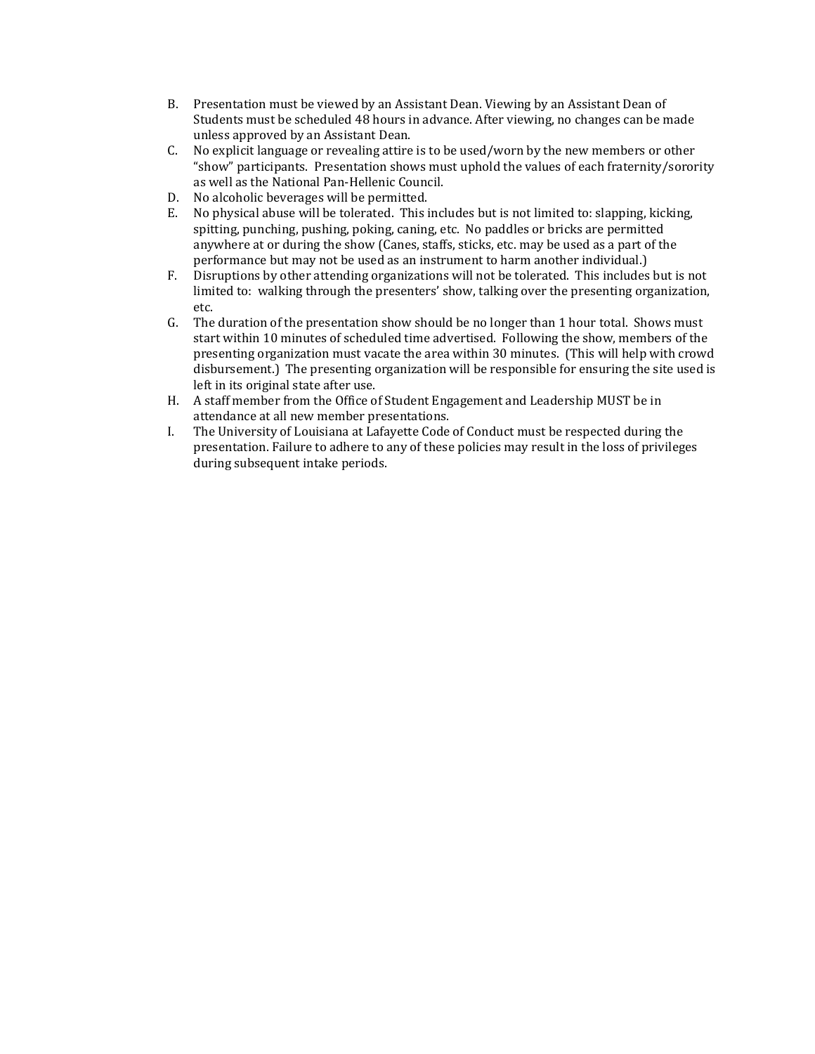B. Presentation must be viewed by an Assistant Dean. Viewing by an Assistant Dean of Students must be scheduled 48 hours in advance. After viewing, no changes can be made unless approved by an Assistant Dean.

C. No explicit language or revealing attire is to be used/worn by the new members or other "show" participants. Presentation shows must uphold the values of each fraternity/sorority as well as the National Pan-Hellenic Council.

D. No alcoholic beverages will be permitted.

E. No physical abuse will be tolerated. This includes but is not limited to: slapping, kicking, spitting, punching, pushing, poking, caning, etc. No paddles or bricks are permitted anywhere at or during the show (Canes, staffs, sticks, etc. may be used as a part of the performance but may not be used as an instrument to harm another individual.)

F. Disruptions by other attending organizations will not be tolerated. This includes but is not limited to: walking through the presenters' show, talking over the presenting organization, etc.

G. The duration of the presentation show should be no longer than 1 hour total. Shows must start within 10 minutes of scheduled time advertised. Following the show, members of the presenting organization must vacate the area within 30 minutes. (This will help with crowd disbursement.) The presenting organization will be responsible for ensuring the site used is left in its original state after use.

H. A staff member from the Office of Student Engagement and Leadership MUST be in attendance at all new member presentations.

I. The University of Louisiana at Lafayette Code of Conduct must be respected during the presentation. Failure to adhere to any of these policies may result in the loss of privileges during subsequent intake periods.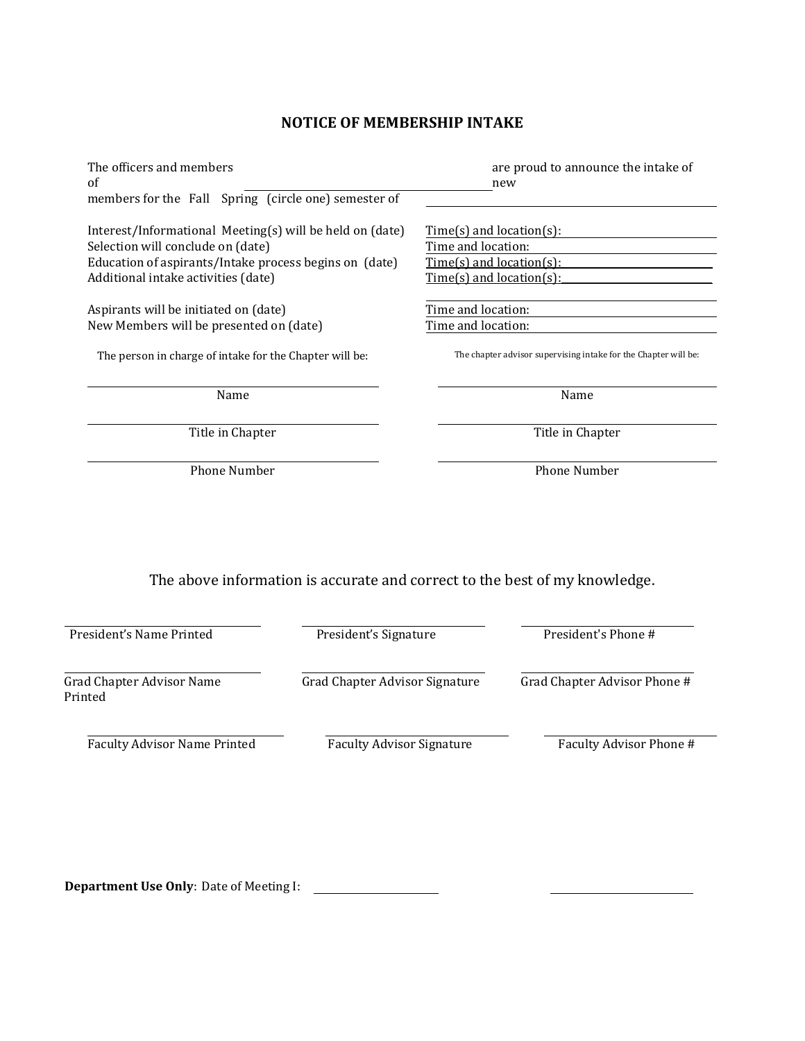# NOTICE OF MEMBERSHIP INTAKE

The officers and members of ______________________________ are proud to announce the intake of new members for the Fall Spring (circle one) semester of ______________________________

Interest/Informational Meeting(s) will be held on (date) Time(s) and location(s): ______________________________
Selection will conclude on (date) Time and location: ______________________________
Education of aspirants/Intake process begins on (date) Time(s) and location(s): ______________________________
Additional intake activities (date) Time(s) and location(s): ______________________________

Aspirants will be initiated on (date) Time and location: ______________________________
New Members will be presented on (date) Time and location: ______________________________

The person in charge of intake for the Chapter will be:

______________________________
Name

______________________________
Title in Chapter

______________________________
Phone Number

The chapter advisor supervising intake for the Chapter will be:

______________________________
Name

______________________________
Title in Chapter

______________________________
Phone Number

The above information is accurate and correct to the best of my knowledge.

| | | |
|---|---|---|
| ______________________________ | ______________________________ | ______________________________ |
| President's Name Printed | President's Signature | President's Phone # |
| ______________________________ | ______________________________ | ______________________________ |
| Grad Chapter Advisor Name Printed | Grad Chapter Advisor Signature | Grad Chapter Advisor Phone # |
| ______________________________ | ______________________________ | ______________________________ |
| Faculty Advisor Name Printed | Faculty Advisor Signature | Faculty Advisor Phone # |

**Department Use Only**: Date of Meeting I: ______________________ ______________________